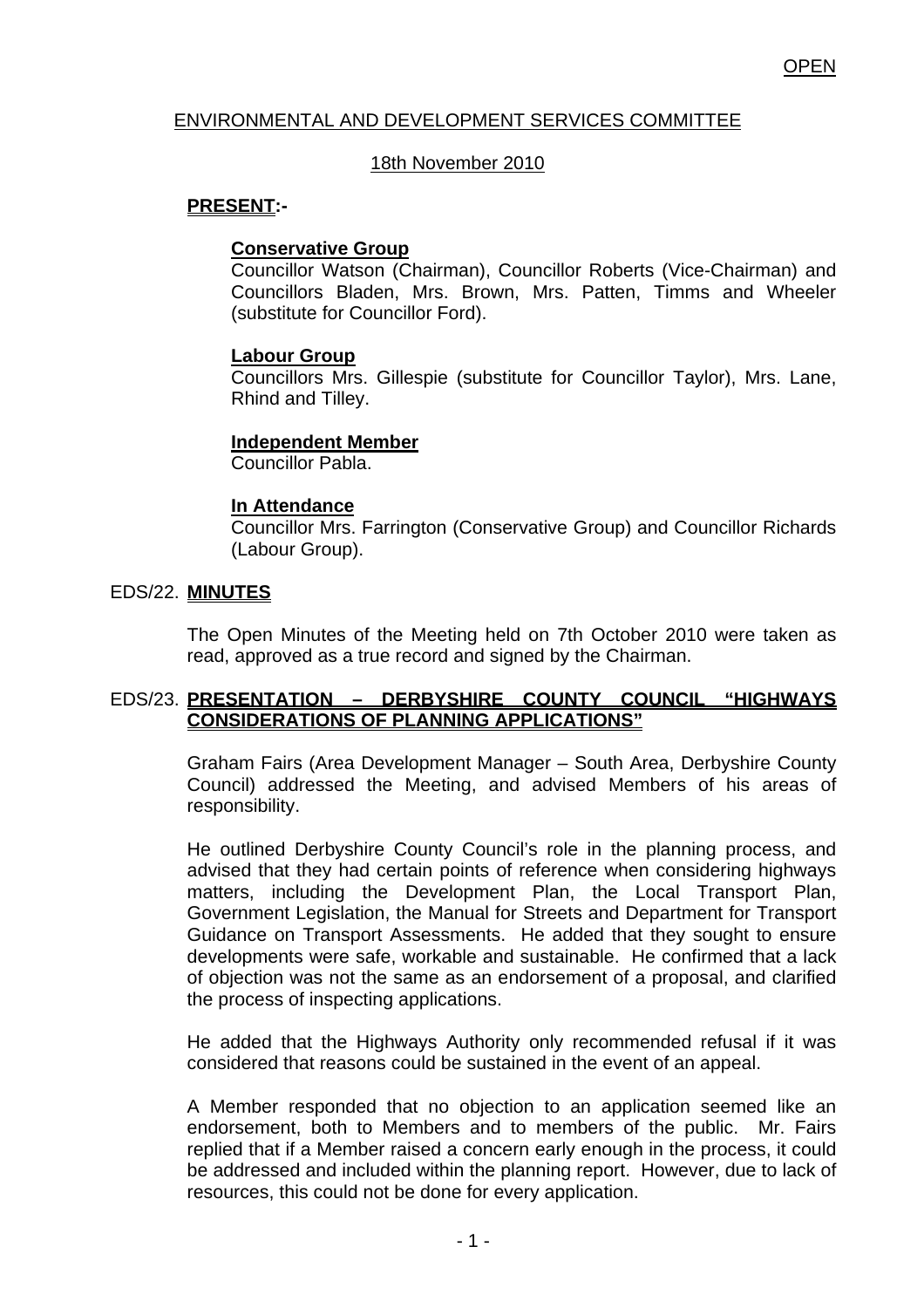OPEN

# ENVIRONMENTAL AND DEVELOPMENT SERVICES COMMITTEE

## 18th November 2010

**PRESENT:-**

**Conservative Group**
Councillor Watson (Chairman), Councillor Roberts (Vice-Chairman) and Councillors Bladen, Mrs. Brown, Mrs. Patten, Timms and Wheeler (substitute for Councillor Ford).

**Labour Group**
Councillors Mrs. Gillespie (substitute for Councillor Taylor), Mrs. Lane, Rhind and Tilley.

**Independent Member**
Councillor Pabla.

**In Attendance**
Councillor Mrs. Farrington (Conservative Group) and Councillor Richards (Labour Group).

EDS/22. **MINUTES**

The Open Minutes of the Meeting held on 7th October 2010 were taken as read, approved as a true record and signed by the Chairman.

EDS/23. **PRESENTATION – DERBYSHIRE COUNTY COUNCIL "HIGHWAYS CONSIDERATIONS OF PLANNING APPLICATIONS"**

Graham Fairs (Area Development Manager – South Area, Derbyshire County Council) addressed the Meeting, and advised Members of his areas of responsibility.

He outlined Derbyshire County Council's role in the planning process, and advised that they had certain points of reference when considering highways matters, including the Development Plan, the Local Transport Plan, Government Legislation, the Manual for Streets and Department for Transport Guidance on Transport Assessments. He added that they sought to ensure developments were safe, workable and sustainable. He confirmed that a lack of objection was not the same as an endorsement of a proposal, and clarified the process of inspecting applications.

He added that the Highways Authority only recommended refusal if it was considered that reasons could be sustained in the event of an appeal.

A Member responded that no objection to an application seemed like an endorsement, both to Members and to members of the public. Mr. Fairs replied that if a Member raised a concern early enough in the process, it could be addressed and included within the planning report. However, due to lack of resources, this could not be done for every application.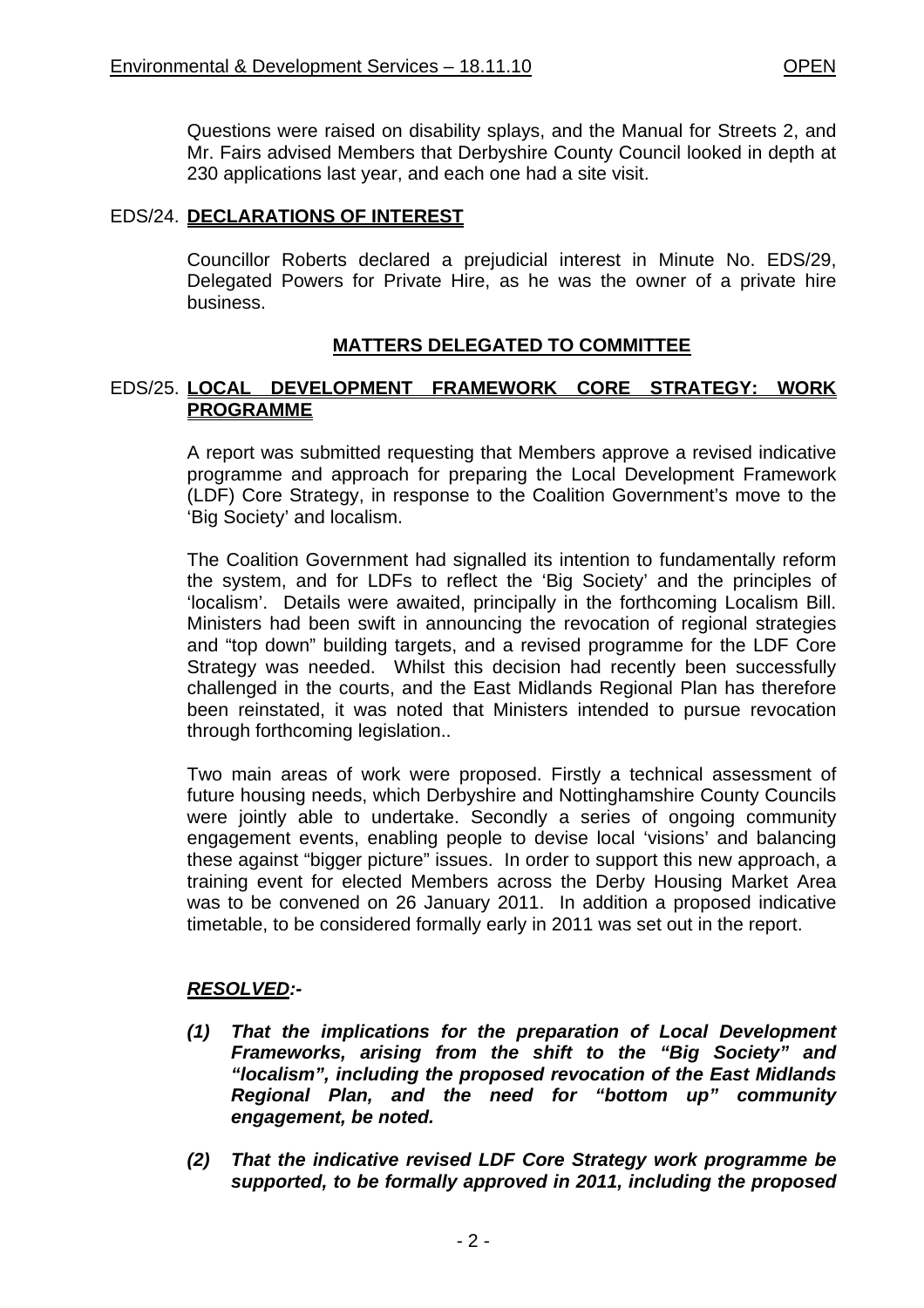Questions were raised on disability splays, and the Manual for Streets 2, and Mr. Fairs advised Members that Derbyshire County Council looked in depth at 230 applications last year, and each one had a site visit.

EDS/24. **DECLARATIONS OF INTEREST**

Councillor Roberts declared a prejudicial interest in Minute No. EDS/29, Delegated Powers for Private Hire, as he was the owner of a private hire business.

## MATTERS DELEGATED TO COMMITTEE

EDS/25. **LOCAL DEVELOPMENT FRAMEWORK CORE STRATEGY: WORK PROGRAMME**

A report was submitted requesting that Members approve a revised indicative programme and approach for preparing the Local Development Framework (LDF) Core Strategy, in response to the Coalition Government's move to the 'Big Society' and localism.

The Coalition Government had signalled its intention to fundamentally reform the system, and for LDFs to reflect the 'Big Society' and the principles of 'localism'. Details were awaited, principally in the forthcoming Localism Bill. Ministers had been swift in announcing the revocation of regional strategies and "top down" building targets, and a revised programme for the LDF Core Strategy was needed. Whilst this decision had recently been successfully challenged in the courts, and the East Midlands Regional Plan has therefore been reinstated, it was noted that Ministers intended to pursue revocation through forthcoming legislation..

Two main areas of work were proposed. Firstly a technical assessment of future housing needs, which Derbyshire and Nottinghamshire County Councils were jointly able to undertake. Secondly a series of ongoing community engagement events, enabling people to devise local 'visions' and balancing these against "bigger picture" issues. In order to support this new approach, a training event for elected Members across the Derby Housing Market Area was to be convened on 26 January 2011. In addition a proposed indicative timetable, to be considered formally early in 2011 was set out in the report.

***RESOLVED:-***

***(1) That the implications for the preparation of Local Development Frameworks, arising from the shift to the "Big Society" and "localism", including the proposed revocation of the East Midlands Regional Plan, and the need for "bottom up" community engagement, be noted.***

***(2) That the indicative revised LDF Core Strategy work programme be supported, to be formally approved in 2011, including the proposed***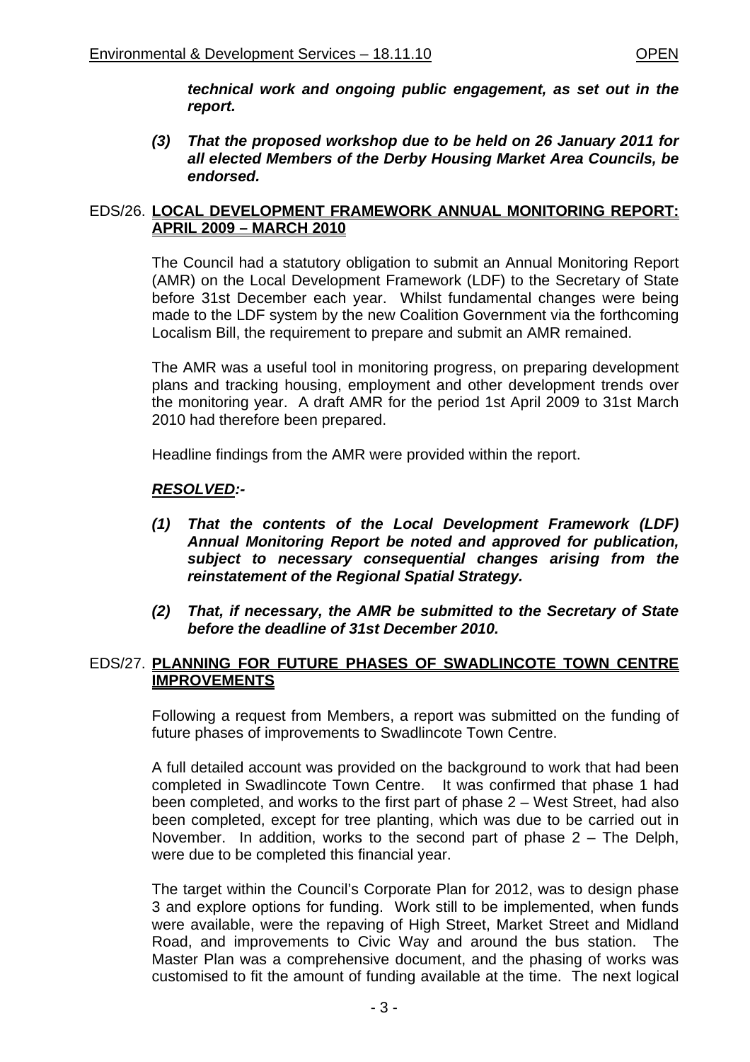***technical work and ongoing public engagement, as set out in the report.***

***(3) That the proposed workshop due to be held on 26 January 2011 for all elected Members of the Derby Housing Market Area Councils, be endorsed.***

## EDS/26. LOCAL DEVELOPMENT FRAMEWORK ANNUAL MONITORING REPORT: APRIL 2009 – MARCH 2010

The Council had a statutory obligation to submit an Annual Monitoring Report (AMR) on the Local Development Framework (LDF) to the Secretary of State before 31st December each year. Whilst fundamental changes were being made to the LDF system by the new Coalition Government via the forthcoming Localism Bill, the requirement to prepare and submit an AMR remained.

The AMR was a useful tool in monitoring progress, on preparing development plans and tracking housing, employment and other development trends over the monitoring year. A draft AMR for the period 1st April 2009 to 31st March 2010 had therefore been prepared.

Headline findings from the AMR were provided within the report.

***RESOLVED:-***

***(1) That the contents of the Local Development Framework (LDF) Annual Monitoring Report be noted and approved for publication, subject to necessary consequential changes arising from the reinstatement of the Regional Spatial Strategy.***

***(2) That, if necessary, the AMR be submitted to the Secretary of State before the deadline of 31st December 2010.***

## EDS/27. PLANNING FOR FUTURE PHASES OF SWADLINCOTE TOWN CENTRE IMPROVEMENTS

Following a request from Members, a report was submitted on the funding of future phases of improvements to Swadlincote Town Centre.

A full detailed account was provided on the background to work that had been completed in Swadlincote Town Centre. It was confirmed that phase 1 had been completed, and works to the first part of phase 2 – West Street, had also been completed, except for tree planting, which was due to be carried out in November. In addition, works to the second part of phase 2 – The Delph, were due to be completed this financial year.

The target within the Council's Corporate Plan for 2012, was to design phase 3 and explore options for funding. Work still to be implemented, when funds were available, were the repaving of High Street, Market Street and Midland Road, and improvements to Civic Way and around the bus station. The Master Plan was a comprehensive document, and the phasing of works was customised to fit the amount of funding available at the time. The next logical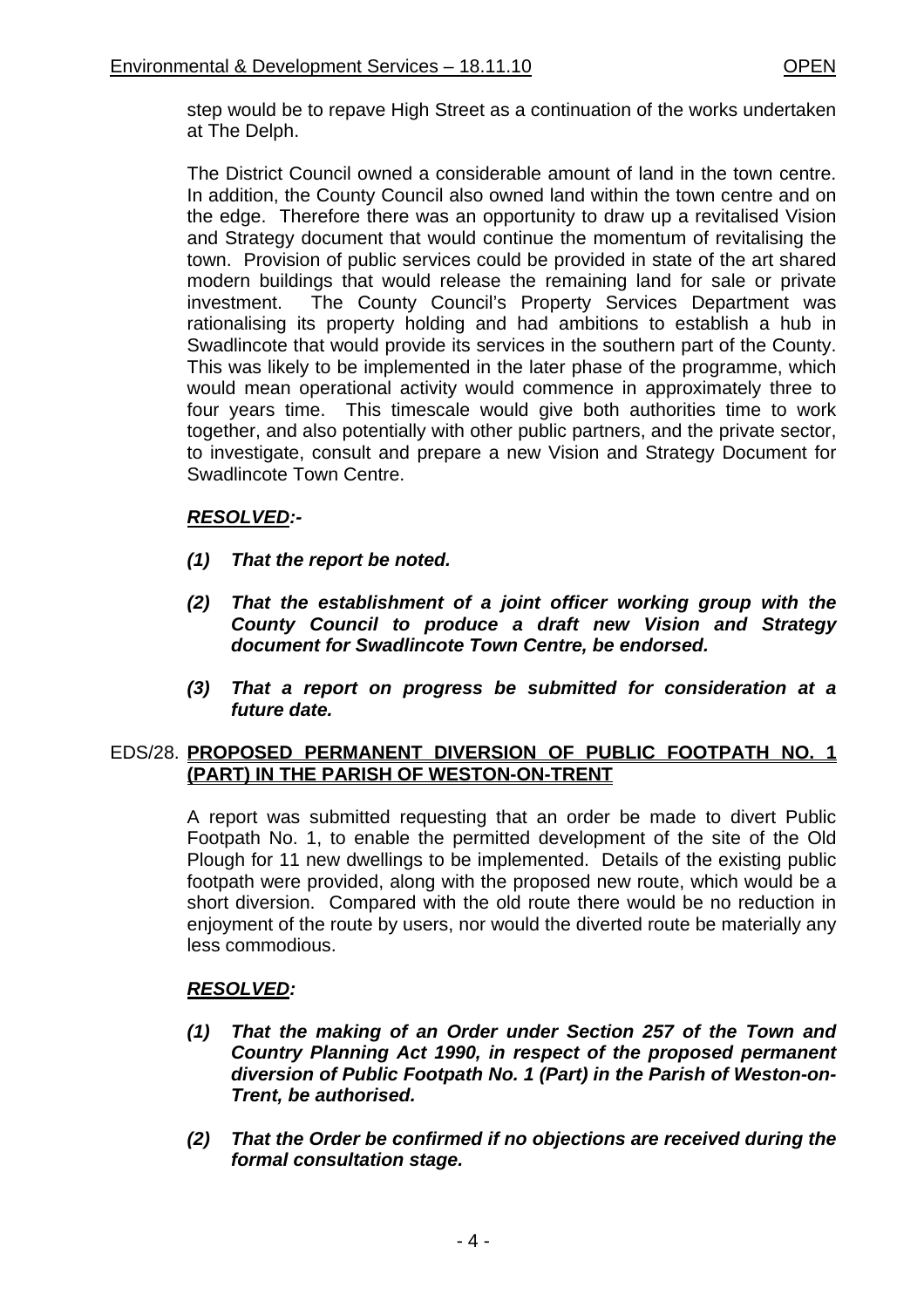step would be to repave High Street as a continuation of the works undertaken at The Delph.

The District Council owned a considerable amount of land in the town centre. In addition, the County Council also owned land within the town centre and on the edge. Therefore there was an opportunity to draw up a revitalised Vision and Strategy document that would continue the momentum of revitalising the town. Provision of public services could be provided in state of the art shared modern buildings that would release the remaining land for sale or private investment. The County Council's Property Services Department was rationalising its property holding and had ambitions to establish a hub in Swadlincote that would provide its services in the southern part of the County. This was likely to be implemented in the later phase of the programme, which would mean operational activity would commence in approximately three to four years time. This timescale would give both authorities time to work together, and also potentially with other public partners, and the private sector, to investigate, consult and prepare a new Vision and Strategy Document for Swadlincote Town Centre.

***RESOLVED:-***

***(1) That the report be noted.***

***(2) That the establishment of a joint officer working group with the County Council to produce a draft new Vision and Strategy document for Swadlincote Town Centre, be endorsed.***

***(3) That a report on progress be submitted for consideration at a future date.***

## EDS/28. PROPOSED PERMANENT DIVERSION OF PUBLIC FOOTPATH NO. 1 (PART) IN THE PARISH OF WESTON-ON-TRENT

A report was submitted requesting that an order be made to divert Public Footpath No. 1, to enable the permitted development of the site of the Old Plough for 11 new dwellings to be implemented. Details of the existing public footpath were provided, along with the proposed new route, which would be a short diversion. Compared with the old route there would be no reduction in enjoyment of the route by users, nor would the diverted route be materially any less commodious.

***RESOLVED:***

***(1) That the making of an Order under Section 257 of the Town and Country Planning Act 1990, in respect of the proposed permanent diversion of Public Footpath No. 1 (Part) in the Parish of Weston-on-Trent, be authorised.***

***(2) That the Order be confirmed if no objections are received during the formal consultation stage.***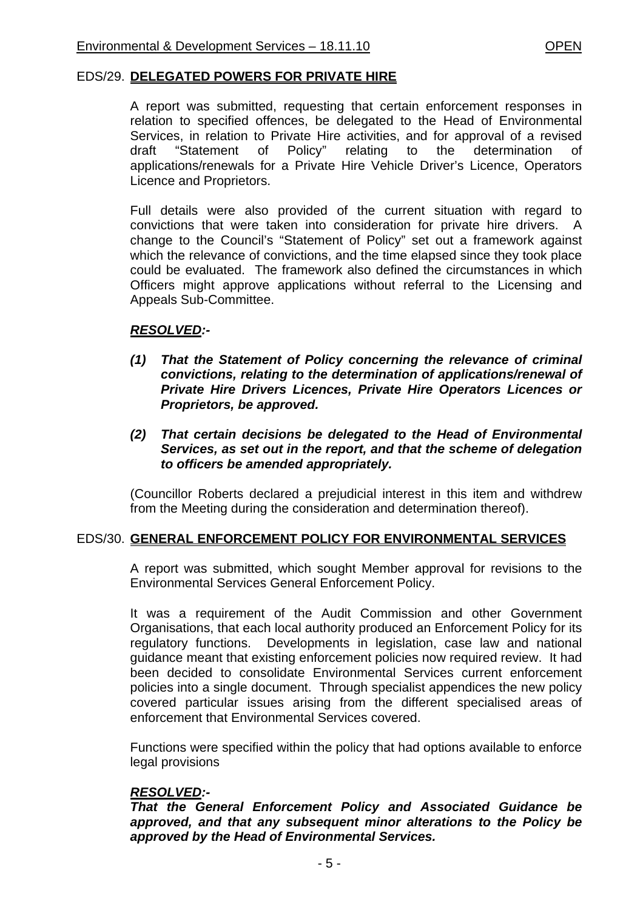## EDS/29. DELEGATED POWERS FOR PRIVATE HIRE

A report was submitted, requesting that certain enforcement responses in relation to specified offences, be delegated to the Head of Environmental Services, in relation to Private Hire activities, and for approval of a revised draft "Statement of Policy" relating to the determination of applications/renewals for a Private Hire Vehicle Driver's Licence, Operators Licence and Proprietors.

Full details were also provided of the current situation with regard to convictions that were taken into consideration for private hire drivers. A change to the Council's "Statement of Policy" set out a framework against which the relevance of convictions, and the time elapsed since they took place could be evaluated. The framework also defined the circumstances in which Officers might approve applications without referral to the Licensing and Appeals Sub-Committee.

***RESOLVED:-***

***(1) That the Statement of Policy concerning the relevance of criminal convictions, relating to the determination of applications/renewal of Private Hire Drivers Licences, Private Hire Operators Licences or Proprietors, be approved.***

***(2) That certain decisions be delegated to the Head of Environmental Services, as set out in the report, and that the scheme of delegation to officers be amended appropriately.***

(Councillor Roberts declared a prejudicial interest in this item and withdrew from the Meeting during the consideration and determination thereof).

## EDS/30. GENERAL ENFORCEMENT POLICY FOR ENVIRONMENTAL SERVICES

A report was submitted, which sought Member approval for revisions to the Environmental Services General Enforcement Policy.

It was a requirement of the Audit Commission and other Government Organisations, that each local authority produced an Enforcement Policy for its regulatory functions. Developments in legislation, case law and national guidance meant that existing enforcement policies now required review. It had been decided to consolidate Environmental Services current enforcement policies into a single document. Through specialist appendices the new policy covered particular issues arising from the different specialised areas of enforcement that Environmental Services covered.

Functions were specified within the policy that had options available to enforce legal provisions

***RESOLVED:-***
***That the General Enforcement Policy and Associated Guidance be approved, and that any subsequent minor alterations to the Policy be approved by the Head of Environmental Services.***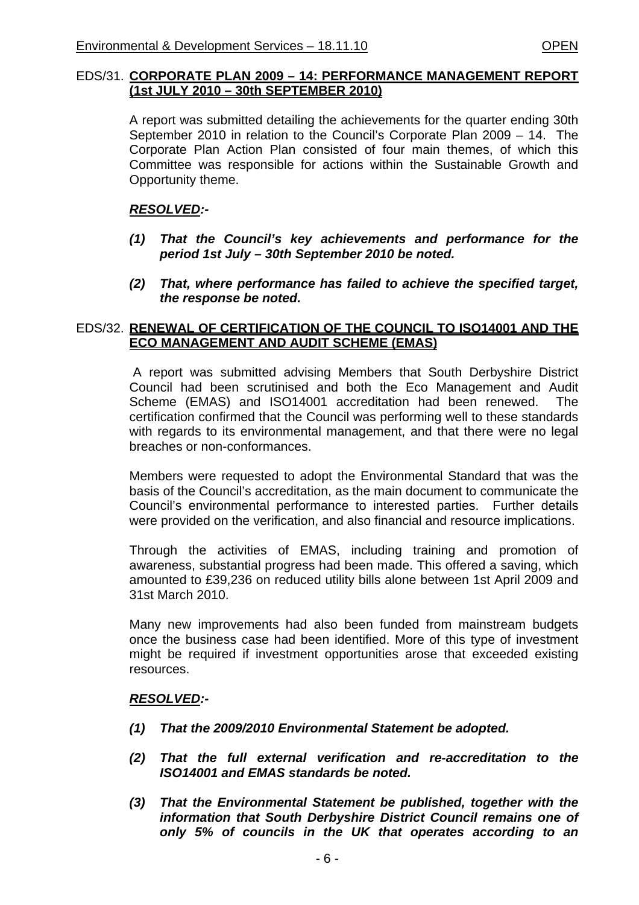## EDS/31. CORPORATE PLAN 2009 – 14: PERFORMANCE MANAGEMENT REPORT (1st JULY 2010 – 30th SEPTEMBER 2010)

A report was submitted detailing the achievements for the quarter ending 30th September 2010 in relation to the Council's Corporate Plan 2009 – 14. The Corporate Plan Action Plan consisted of four main themes, of which this Committee was responsible for actions within the Sustainable Growth and Opportunity theme.

***RESOLVED:-***

***(1) That the Council's key achievements and performance for the period 1st July – 30th September 2010 be noted.***

***(2) That, where performance has failed to achieve the specified target, the response be noted.***

## EDS/32. RENEWAL OF CERTIFICATION OF THE COUNCIL TO ISO14001 AND THE ECO MANAGEMENT AND AUDIT SCHEME (EMAS)

A report was submitted advising Members that South Derbyshire District Council had been scrutinised and both the Eco Management and Audit Scheme (EMAS) and ISO14001 accreditation had been renewed. The certification confirmed that the Council was performing well to these standards with regards to its environmental management, and that there were no legal breaches or non-conformances.

Members were requested to adopt the Environmental Standard that was the basis of the Council's accreditation, as the main document to communicate the Council's environmental performance to interested parties. Further details were provided on the verification, and also financial and resource implications.

Through the activities of EMAS, including training and promotion of awareness, substantial progress had been made. This offered a saving, which amounted to £39,236 on reduced utility bills alone between 1st April 2009 and 31st March 2010.

Many new improvements had also been funded from mainstream budgets once the business case had been identified. More of this type of investment might be required if investment opportunities arose that exceeded existing resources.

***RESOLVED:-***

***(1) That the 2009/2010 Environmental Statement be adopted.***

***(2) That the full external verification and re-accreditation to the ISO14001 and EMAS standards be noted.***

***(3) That the Environmental Statement be published, together with the information that South Derbyshire District Council remains one of only 5% of councils in the UK that operates according to an***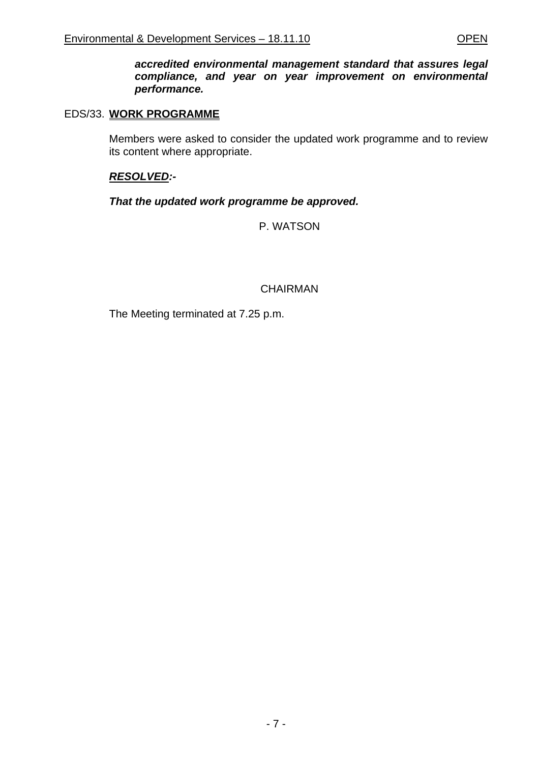***accredited environmental management standard that assures legal compliance, and year on year improvement on environmental performance.***

EDS/33. **WORK PROGRAMME**

Members were asked to consider the updated work programme and to review its content where appropriate.

***RESOLVED:-***

***That the updated work programme be approved.***

P. WATSON

CHAIRMAN

The Meeting terminated at 7.25 p.m.